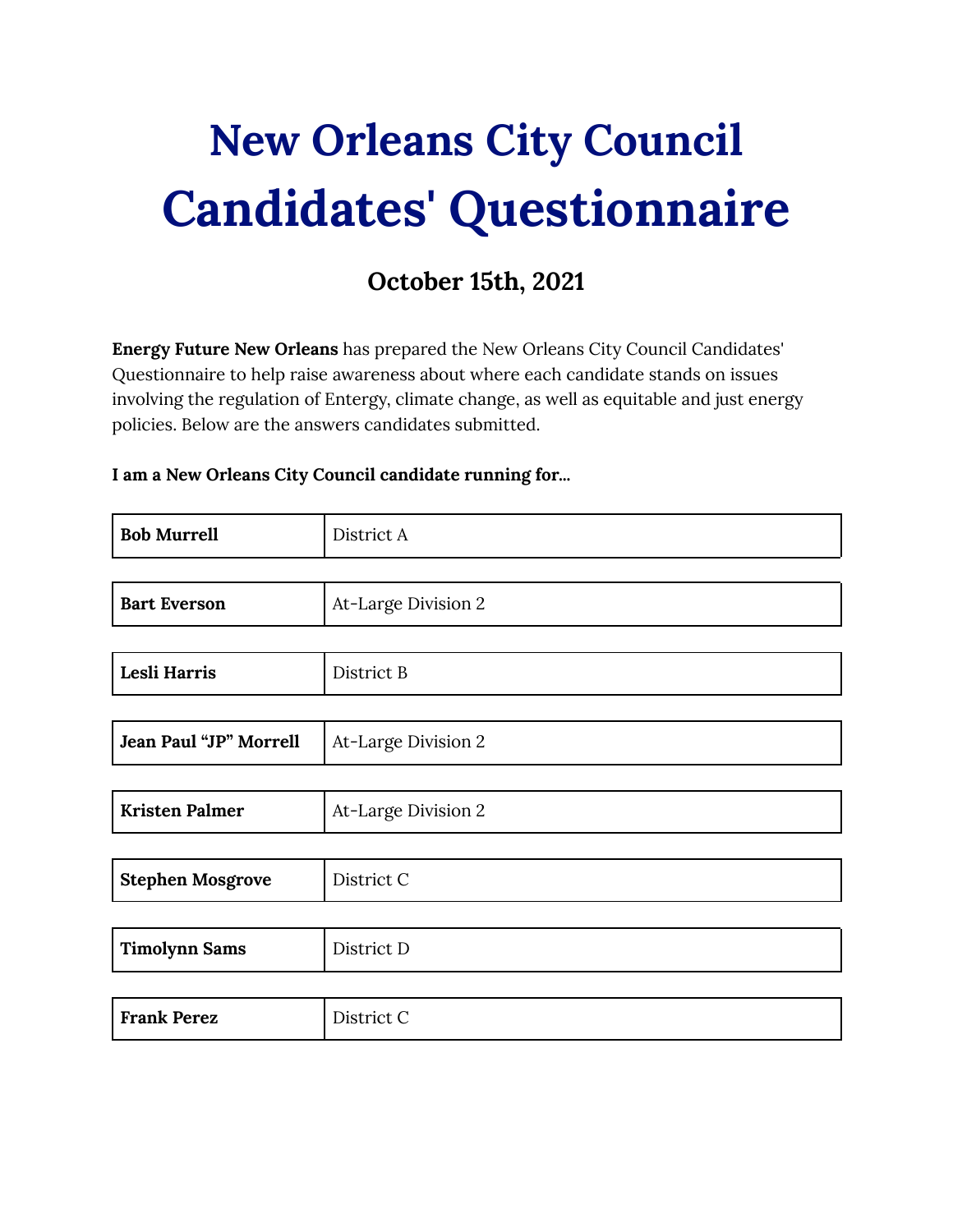# New Orleans City Council Candidates' Questionnaire

## October 15th, 2021

**Energy Future New Orleans** has prepared the New Orleans City Council Candidates' Questionnaire to help raise awareness about where each candidate stands on issues involving the regulation of Entergy, climate change, as well as equitable and just energy policies. Below are the answers candidates submitted.

**I am a New Orleans City Council candidate running for...**

| | |
|---|---|
| **Bob Murrell** | District A |
| **Bart Everson** | At-Large Division 2 |
| **Lesli Harris** | District B |
| **Jean Paul "JP" Morrell** | At-Large Division 2 |
| **Kristen Palmer** | At-Large Division 2 |
| **Stephen Mosgrove** | District C |
| **Timolynn Sams** | District D |
| **Frank Perez** | District C |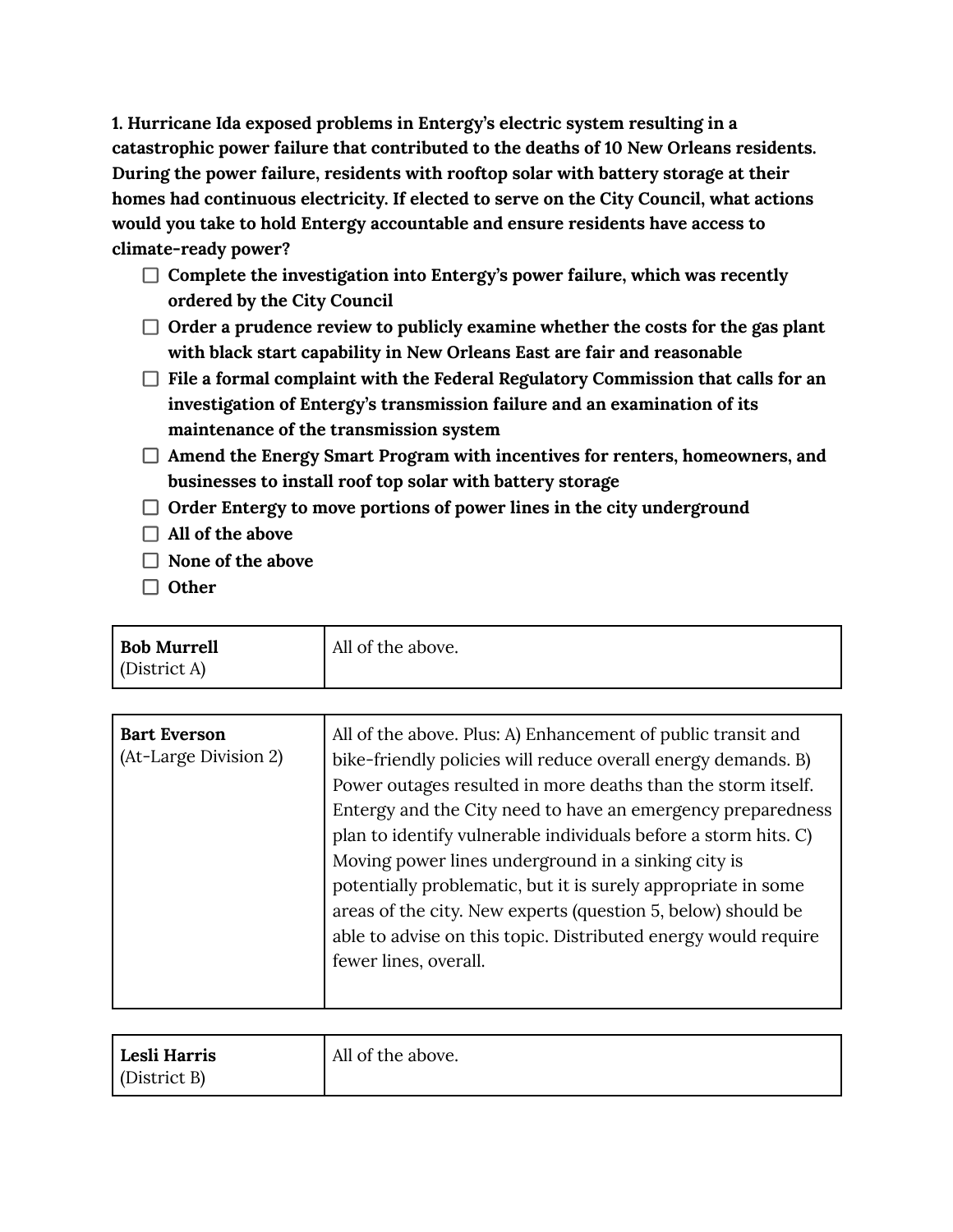**1. Hurricane Ida exposed problems in Entergy's electric system resulting in a catastrophic power failure that contributed to the deaths of 10 New Orleans residents. During the power failure, residents with rooftop solar with battery storage at their homes had continuous electricity. If elected to serve on the City Council, what actions would you take to hold Entergy accountable and ensure residents have access to climate-ready power?**

- [ ] **Complete the investigation into Entergy's power failure, which was recently ordered by the City Council**
- [ ] **Order a prudence review to publicly examine whether the costs for the gas plant with black start capability in New Orleans East are fair and reasonable**
- [ ] **File a formal complaint with the Federal Regulatory Commission that calls for an investigation of Entergy's transmission failure and an examination of its maintenance of the transmission system**
- [ ] **Amend the Energy Smart Program with incentives for renters, homeowners, and businesses to install roof top solar with battery storage**
- [ ] **Order Entergy to move portions of power lines in the city underground**
- [ ] **All of the above**
- [ ] **None of the above**
- [ ] **Other**

| | |
|---|---|
| **Bob Murrell** (District A) | All of the above. |

| | |
|---|---|
| **Bart Everson** (At-Large Division 2) | All of the above. Plus: A) Enhancement of public transit and bike-friendly policies will reduce overall energy demands. B) Power outages resulted in more deaths than the storm itself. Entergy and the City need to have an emergency preparedness plan to identify vulnerable individuals before a storm hits. C) Moving power lines underground in a sinking city is potentially problematic, but it is surely appropriate in some areas of the city. New experts (question 5, below) should be able to advise on this topic. Distributed energy would require fewer lines, overall. |

| | |
|---|---|
| **Lesli Harris** (District B) | All of the above. |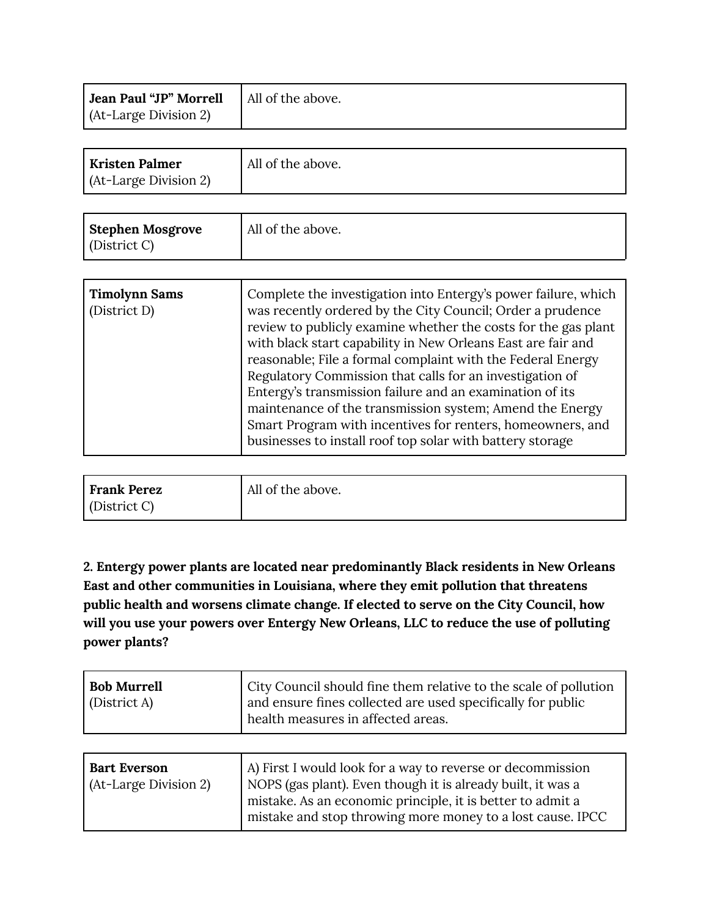| | |
|---|---|
| **Jean Paul "JP" Morrell** (At-Large Division 2) | All of the above. |

| | |
|---|---|
| **Kristen Palmer** (At-Large Division 2) | All of the above. |

| | |
|---|---|
| **Stephen Mosgrove** (District C) | All of the above. |

| | |
|---|---|
| **Timolynn Sams** (District D) | Complete the investigation into Entergy's power failure, which was recently ordered by the City Council; Order a prudence review to publicly examine whether the costs for the gas plant with black start capability in New Orleans East are fair and reasonable; File a formal complaint with the Federal Energy Regulatory Commission that calls for an investigation of Entergy's transmission failure and an examination of its maintenance of the transmission system; Amend the Energy Smart Program with incentives for renters, homeowners, and businesses to install roof top solar with battery storage |

| | |
|---|---|
| **Frank Perez** (District C) | All of the above. |

**2. Entergy power plants are located near predominantly Black residents in New Orleans East and other communities in Louisiana, where they emit pollution that threatens public health and worsens climate change. If elected to serve on the City Council, how will you use your powers over Entergy New Orleans, LLC to reduce the use of polluting power plants?**

| | |
|---|---|
| **Bob Murrell** (District A) | City Council should fine them relative to the scale of pollution and ensure fines collected are used specifically for public health measures in affected areas. |

| | |
|---|---|
| **Bart Everson** (At-Large Division 2) | A) First I would look for a way to reverse or decommission NOPS (gas plant). Even though it is already built, it was a mistake. As an economic principle, it is better to admit a mistake and stop throwing more money to a lost cause. IPCC |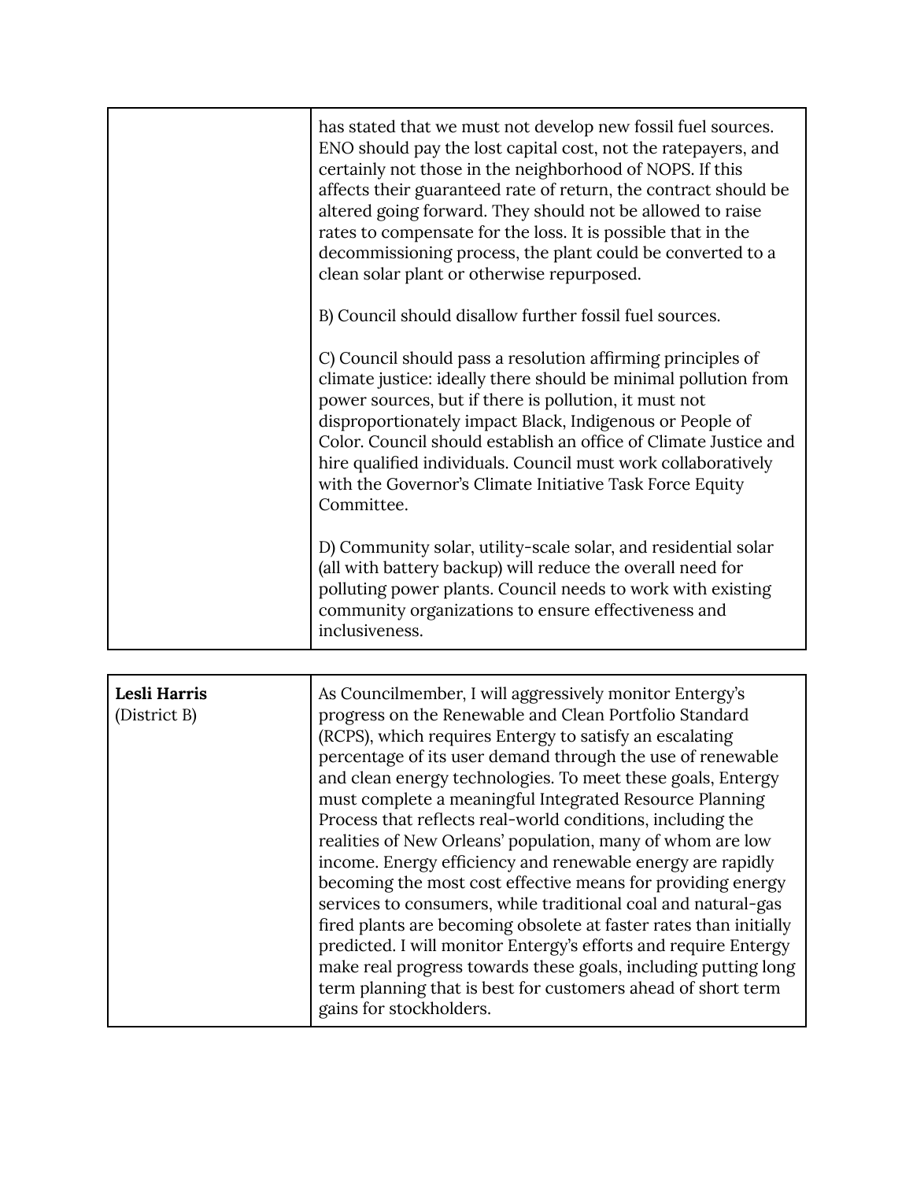| | |
|---|---|
| | has stated that we must not develop new fossil fuel sources. ENO should pay the lost capital cost, not the ratepayers, and certainly not those in the neighborhood of NOPS. If this affects their guaranteed rate of return, the contract should be altered going forward. They should not be allowed to raise rates to compensate for the loss. It is possible that in the decommissioning process, the plant could be converted to a clean solar plant or otherwise repurposed.<br><br>B) Council should disallow further fossil fuel sources.<br><br>C) Council should pass a resolution affirming principles of climate justice: ideally there should be minimal pollution from power sources, but if there is pollution, it must not disproportionately impact Black, Indigenous or People of Color. Council should establish an office of Climate Justice and hire qualified individuals. Council must work collaboratively with the Governor's Climate Initiative Task Force Equity Committee.<br><br>D) Community solar, utility-scale solar, and residential solar (all with battery backup) will reduce the overall need for polluting power plants. Council needs to work with existing community organizations to ensure effectiveness and inclusiveness. |

| | |
|---|---|
| **Lesli Harris**<br>(District B) | As Councilmember, I will aggressively monitor Entergy's progress on the Renewable and Clean Portfolio Standard (RCPS), which requires Entergy to satisfy an escalating percentage of its user demand through the use of renewable and clean energy technologies. To meet these goals, Entergy must complete a meaningful Integrated Resource Planning Process that reflects real-world conditions, including the realities of New Orleans' population, many of whom are low income. Energy efficiency and renewable energy are rapidly becoming the most cost effective means for providing energy services to consumers, while traditional coal and natural-gas fired plants are becoming obsolete at faster rates than initially predicted. I will monitor Entergy's efforts and require Entergy make real progress towards these goals, including putting long term planning that is best for customers ahead of short term gains for stockholders. |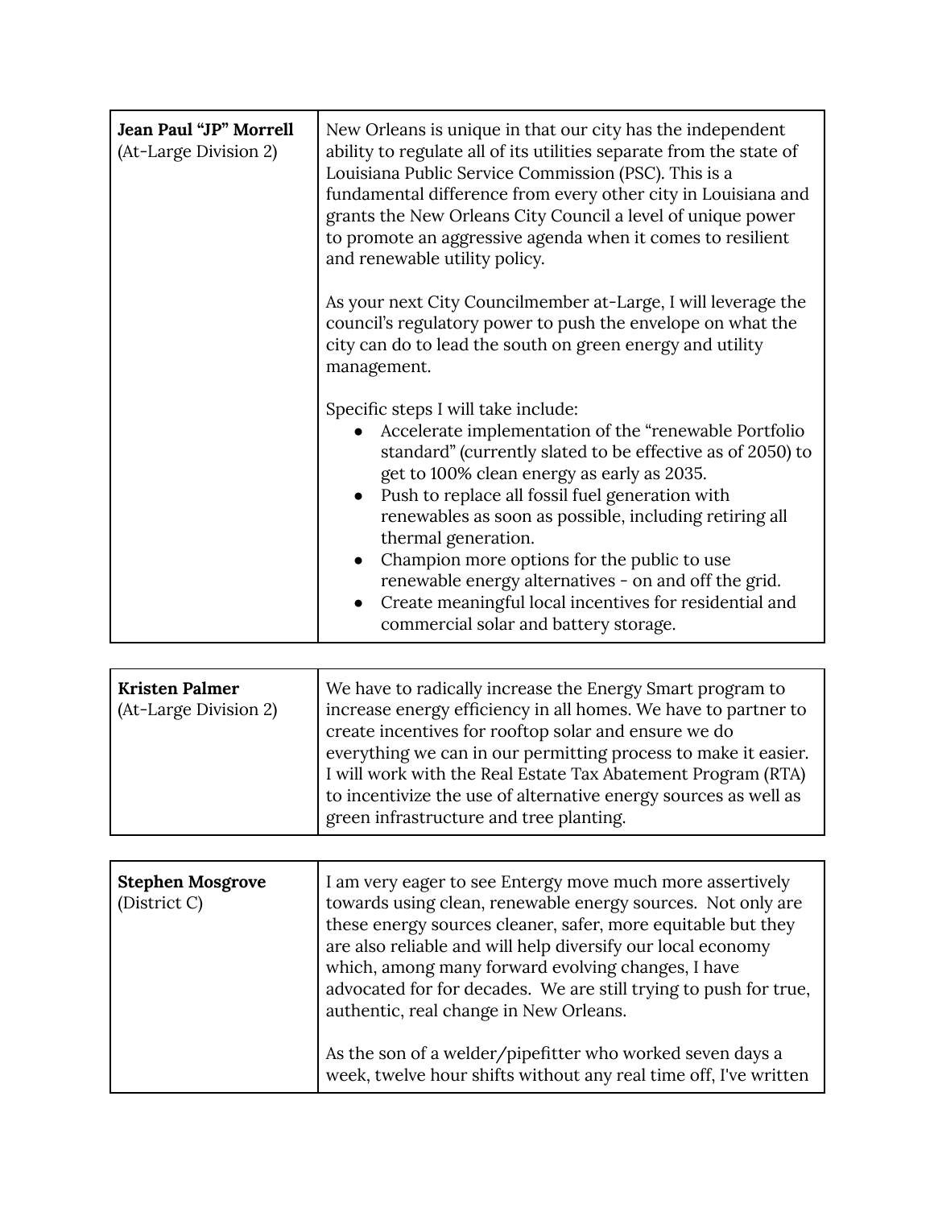| | |
|---|---|
| **Jean Paul "JP" Morrell** (At-Large Division 2) | New Orleans is unique in that our city has the independent ability to regulate all of its utilities separate from the state of Louisiana Public Service Commission (PSC). This is a fundamental difference from every other city in Louisiana and grants the New Orleans City Council a level of unique power to promote an aggressive agenda when it comes to resilient and renewable utility policy.<br><br>As your next City Councilmember at-Large, I will leverage the council's regulatory power to push the envelope on what the city can do to lead the south on green energy and utility management.<br><br>Specific steps I will take include:<br>• Accelerate implementation of the "renewable Portfolio standard" (currently slated to be effective as of 2050) to get to 100% clean energy as early as 2035.<br>• Push to replace all fossil fuel generation with renewables as soon as possible, including retiring all thermal generation.<br>• Champion more options for the public to use renewable energy alternatives - on and off the grid.<br>• Create meaningful local incentives for residential and commercial solar and battery storage. |

| | |
|---|---|
| **Kristen Palmer** (At-Large Division 2) | We have to radically increase the Energy Smart program to increase energy efficiency in all homes. We have to partner to create incentives for rooftop solar and ensure we do everything we can in our permitting process to make it easier. I will work with the Real Estate Tax Abatement Program (RTA) to incentivize the use of alternative energy sources as well as green infrastructure and tree planting. |

| | |
|---|---|
| **Stephen Mosgrove** (District C) | I am very eager to see Entergy move much more assertively towards using clean, renewable energy sources. Not only are these energy sources cleaner, safer, more equitable but they are also reliable and will help diversify our local economy which, among many forward evolving changes, I have advocated for for decades. We are still trying to push for true, authentic, real change in New Orleans.<br><br>As the son of a welder/pipefitter who worked seven days a week, twelve hour shifts without any real time off, I've written |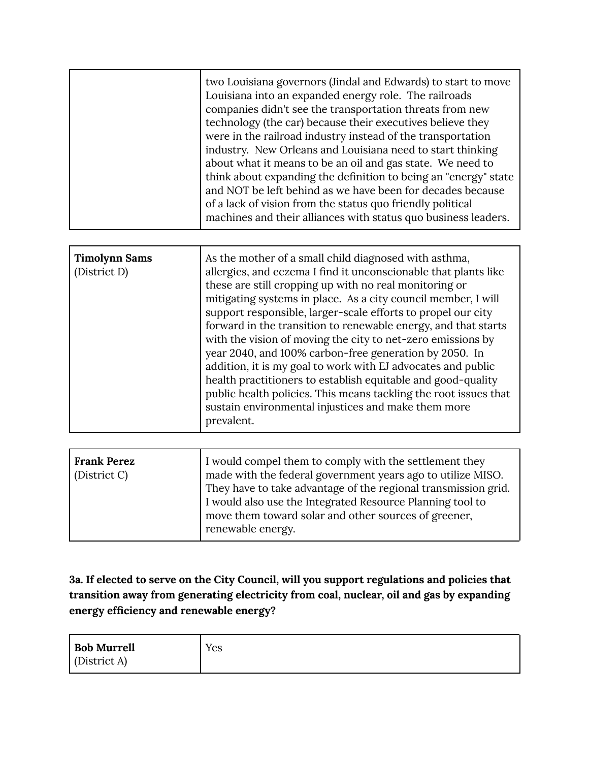| | |
|---|---|
| | two Louisiana governors (Jindal and Edwards) to start to move Louisiana into an expanded energy role. The railroads companies didn't see the transportation threats from new technology (the car) because their executives believe they were in the railroad industry instead of the transportation industry. New Orleans and Louisiana need to start thinking about what it means to be an oil and gas state. We need to think about expanding the definition to being an "energy" state and NOT be left behind as we have been for decades because of a lack of vision from the status quo friendly political machines and their alliances with status quo business leaders. |

| | |
|---|---|
| **Timolynn Sams** (District D) | As the mother of a small child diagnosed with asthma, allergies, and eczema I find it unconscionable that plants like these are still cropping up with no real monitoring or mitigating systems in place. As a city council member, I will support responsible, larger-scale efforts to propel our city forward in the transition to renewable energy, and that starts with the vision of moving the city to net-zero emissions by year 2040, and 100% carbon-free generation by 2050. In addition, it is my goal to work with EJ advocates and public health practitioners to establish equitable and good-quality public health policies. This means tackling the root issues that sustain environmental injustices and make them more prevalent. |

| | |
|---|---|
| **Frank Perez** (District C) | I would compel them to comply with the settlement they made with the federal government years ago to utilize MISO. They have to take advantage of the regional transmission grid. I would also use the Integrated Resource Planning tool to move them toward solar and other sources of greener, renewable energy. |

**3a. If elected to serve on the City Council, will you support regulations and policies that transition away from generating electricity from coal, nuclear, oil and gas by expanding energy efficiency and renewable energy?**

| | |
|---|---|
| **Bob Murrell** (District A) | Yes |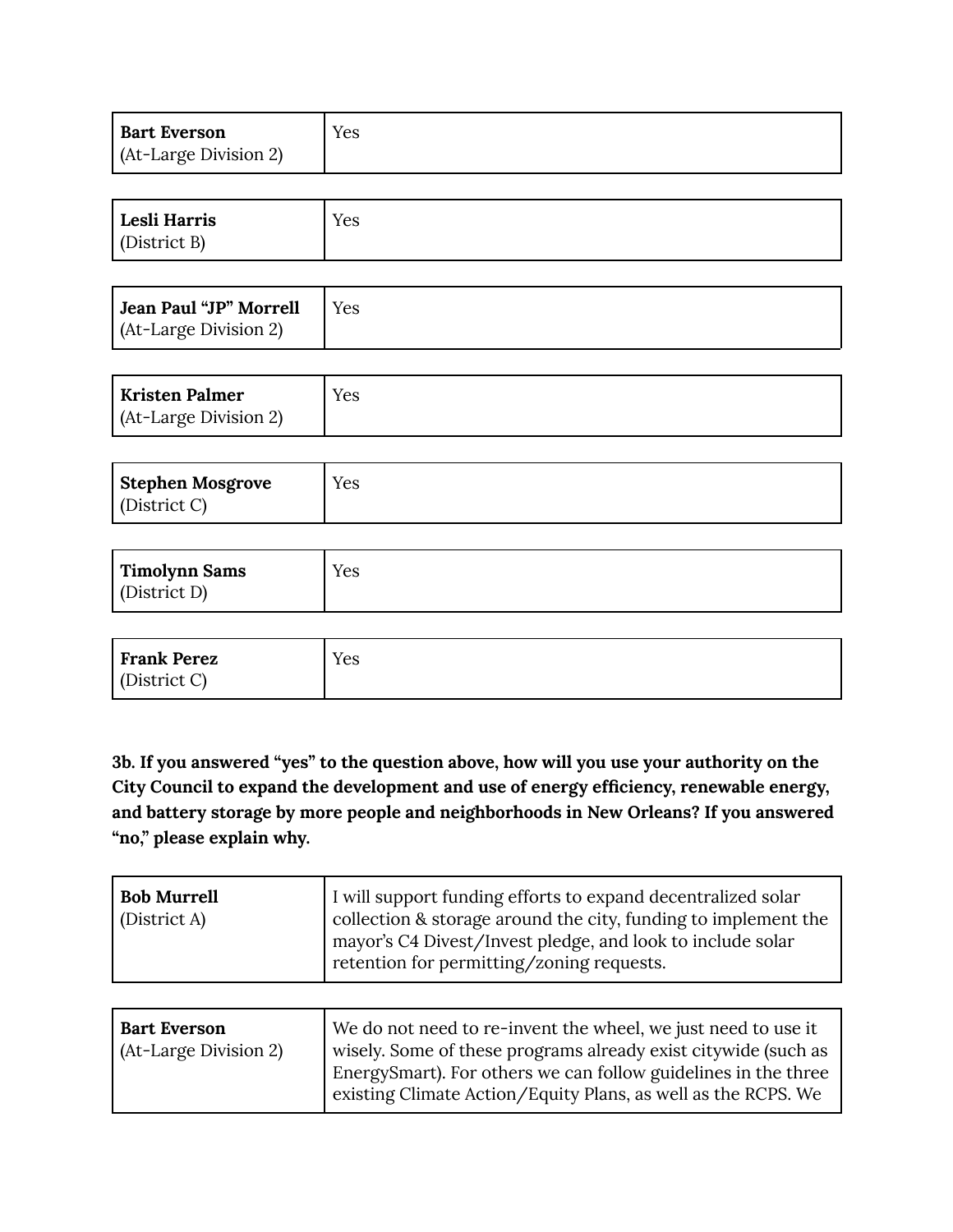| **Bart Everson** (At-Large Division 2) | Yes |
|---|---|

| **Lesli Harris** (District B) | Yes |
|---|---|

| **Jean Paul "JP" Morrell** (At-Large Division 2) | Yes |
|---|---|

| **Kristen Palmer** (At-Large Division 2) | Yes |
|---|---|

| **Stephen Mosgrove** (District C) | Yes |
|---|---|

| **Timolynn Sams** (District D) | Yes |
|---|---|

| **Frank Perez** (District C) | Yes |
|---|---|

**3b. If you answered "yes" to the question above, how will you use your authority on the City Council to expand the development and use of energy efficiency, renewable energy, and battery storage by more people and neighborhoods in New Orleans? If you answered "no," please explain why.**

| **Bob Murrell** (District A) | I will support funding efforts to expand decentralized solar collection & storage around the city, funding to implement the mayor's C4 Divest/Invest pledge, and look to include solar retention for permitting/zoning requests. |
|---|---|

| **Bart Everson** (At-Large Division 2) | We do not need to re-invent the wheel, we just need to use it wisely. Some of these programs already exist citywide (such as EnergySmart). For others we can follow guidelines in the three existing Climate Action/Equity Plans, as well as the RCPS. We |
|---|---|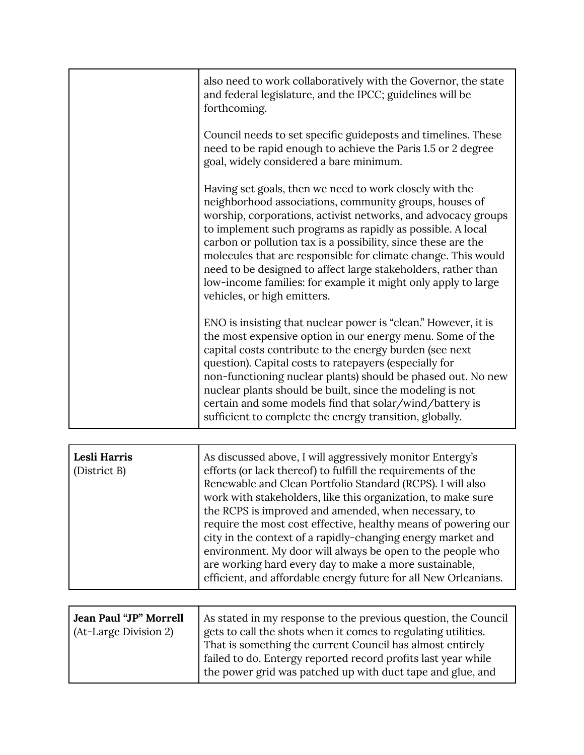| | |
|---|---|
| | also need to work collaboratively with the Governor, the state and federal legislature, and the IPCC; guidelines will be forthcoming.<br><br>Council needs to set specific guideposts and timelines. These need to be rapid enough to achieve the Paris 1.5 or 2 degree goal, widely considered a bare minimum.<br><br>Having set goals, then we need to work closely with the neighborhood associations, community groups, houses of worship, corporations, activist networks, and advocacy groups to implement such programs as rapidly as possible. A local carbon or pollution tax is a possibility, since these are the molecules that are responsible for climate change. This would need to be designed to affect large stakeholders, rather than low-income families: for example it might only apply to large vehicles, or high emitters.<br><br>ENO is insisting that nuclear power is "clean." However, it is the most expensive option in our energy menu. Some of the capital costs contribute to the energy burden (see next question). Capital costs to ratepayers (especially for non-functioning nuclear plants) should be phased out. No new nuclear plants should be built, since the modeling is not certain and some models find that solar/wind/battery is sufficient to complete the energy transition, globally. |

| | |
|---|---|
| **Lesli Harris**<br>(District B) | As discussed above, I will aggressively monitor Entergy's efforts (or lack thereof) to fulfill the requirements of the Renewable and Clean Portfolio Standard (RCPS). I will also work with stakeholders, like this organization, to make sure the RCPS is improved and amended, when necessary, to require the most cost effective, healthy means of powering our city in the context of a rapidly-changing energy market and environment. My door will always be open to the people who are working hard every day to make a more sustainable, efficient, and affordable energy future for all New Orleanians. |

| | |
|---|---|
| **Jean Paul "JP" Morrell**<br>(At-Large Division 2) | As stated in my response to the previous question, the Council gets to call the shots when it comes to regulating utilities. That is something the current Council has almost entirely failed to do. Entergy reported record profits last year while the power grid was patched up with duct tape and glue, and |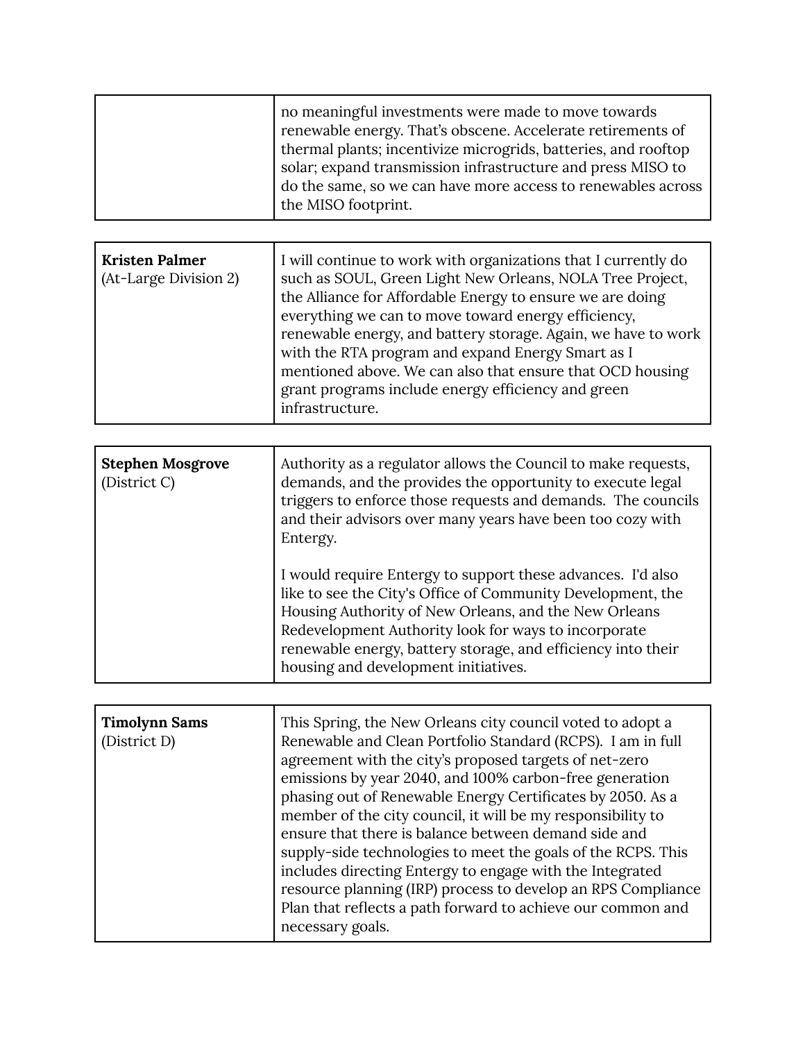| | |
|---|---|
| | no meaningful investments were made to move towards renewable energy. That's obscene. Accelerate retirements of thermal plants; incentivize microgrids, batteries, and rooftop solar; expand transmission infrastructure and press MISO to do the same, so we can have more access to renewables across the MISO footprint. |

| | |
|---|---|
| **Kristen Palmer** (At-Large Division 2) | I will continue to work with organizations that I currently do such as SOUL, Green Light New Orleans, NOLA Tree Project, the Alliance for Affordable Energy to ensure we are doing everything we can to move toward energy efficiency, renewable energy, and battery storage. Again, we have to work with the RTA program and expand Energy Smart as I mentioned above. We can also that ensure that OCD housing grant programs include energy efficiency and green infrastructure. |

| | |
|---|---|
| **Stephen Mosgrove** (District C) | Authority as a regulator allows the Council to make requests, demands, and the provides the opportunity to execute legal triggers to enforce those requests and demands. The councils and their advisors over many years have been too cozy with Entergy.<br><br>I would require Entergy to support these advances. I'd also like to see the City's Office of Community Development, the Housing Authority of New Orleans, and the New Orleans Redevelopment Authority look for ways to incorporate renewable energy, battery storage, and efficiency into their housing and development initiatives. |

| | |
|---|---|
| **Timolynn Sams** (District D) | This Spring, the New Orleans city council voted to adopt a Renewable and Clean Portfolio Standard (RCPS). I am in full agreement with the city's proposed targets of net-zero emissions by year 2040, and 100% carbon-free generation phasing out of Renewable Energy Certificates by 2050. As a member of the city council, it will be my responsibility to ensure that there is balance between demand side and supply-side technologies to meet the goals of the RCPS. This includes directing Entergy to engage with the Integrated resource planning (IRP) process to develop an RPS Compliance Plan that reflects a path forward to achieve our common and necessary goals. |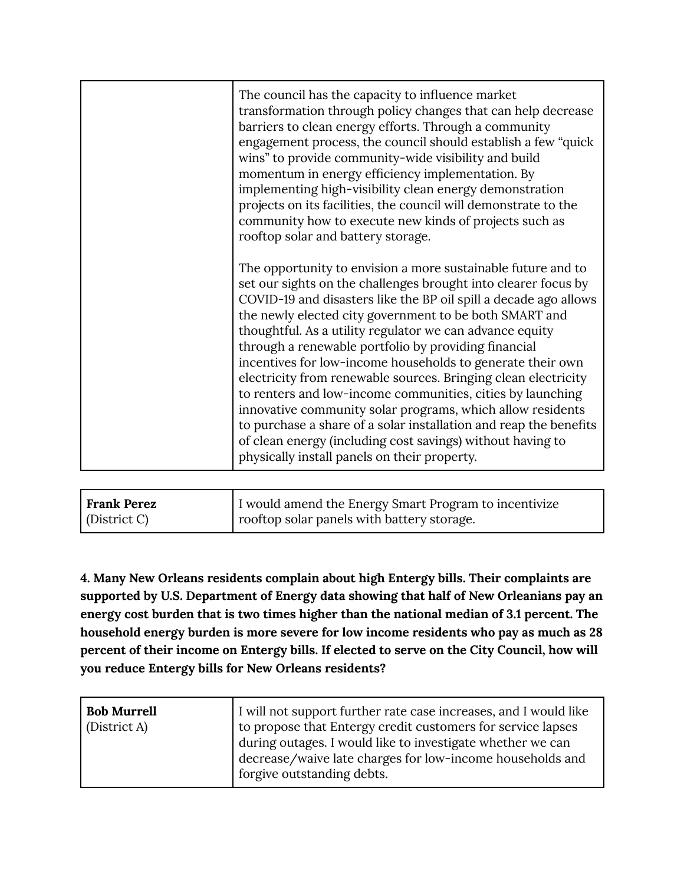| | |
|---|---|
| | The council has the capacity to influence market transformation through policy changes that can help decrease barriers to clean energy efforts. Through a community engagement process, the council should establish a few "quick wins" to provide community-wide visibility and build momentum in energy efficiency implementation. By implementing high-visibility clean energy demonstration projects on its facilities, the council will demonstrate to the community how to execute new kinds of projects such as rooftop solar and battery storage.<br><br>The opportunity to envision a more sustainable future and to set our sights on the challenges brought into clearer focus by COVID-19 and disasters like the BP oil spill a decade ago allows the newly elected city government to be both SMART and thoughtful. As a utility regulator we can advance equity through a renewable portfolio by providing financial incentives for low-income households to generate their own electricity from renewable sources. Bringing clean electricity to renters and low-income communities, cities by launching innovative community solar programs, which allow residents to purchase a share of a solar installation and reap the benefits of clean energy (including cost savings) without having to physically install panels on their property. |

| | |
|---|---|
| **Frank Perez** (District C) | I would amend the Energy Smart Program to incentivize rooftop solar panels with battery storage. |

**4. Many New Orleans residents complain about high Entergy bills. Their complaints are supported by U.S. Department of Energy data showing that half of New Orleanians pay an energy cost burden that is two times higher than the national median of 3.1 percent. The household energy burden is more severe for low income residents who pay as much as 28 percent of their income on Entergy bills. If elected to serve on the City Council, how will you reduce Entergy bills for New Orleans residents?**

| | |
|---|---|
| **Bob Murrell** (District A) | I will not support further rate case increases, and I would like to propose that Entergy credit customers for service lapses during outages. I would like to investigate whether we can decrease/waive late charges for low-income households and forgive outstanding debts. |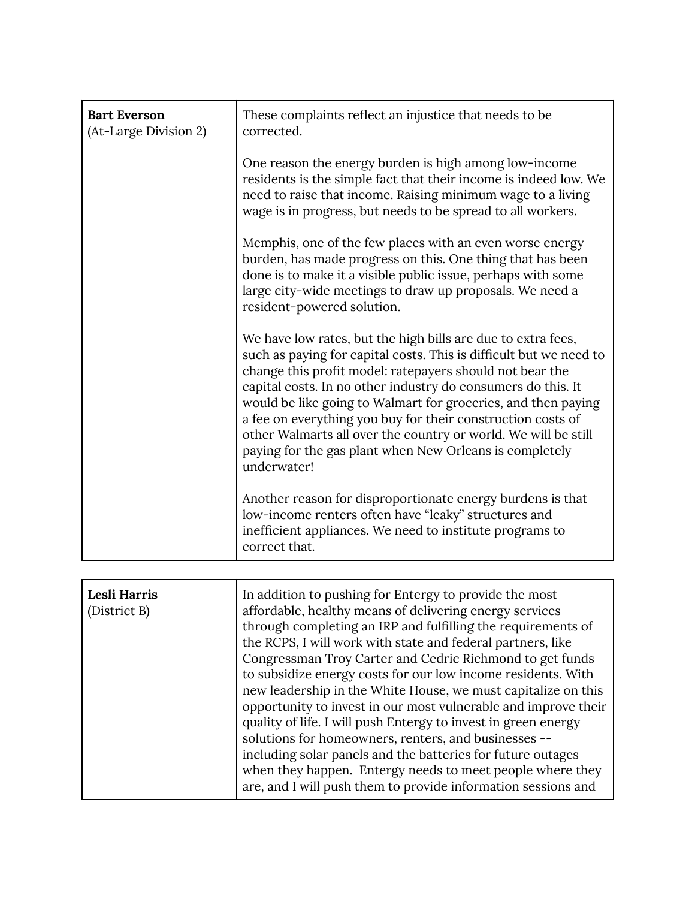| **Bart Everson** (At-Large Division 2) | These complaints reflect an injustice that needs to be corrected.<br><br>One reason the energy burden is high among low-income residents is the simple fact that their income is indeed low. We need to raise that income. Raising minimum wage to a living wage is in progress, but needs to be spread to all workers.<br><br>Memphis, one of the few places with an even worse energy burden, has made progress on this. One thing that has been done is to make it a visible public issue, perhaps with some large city-wide meetings to draw up proposals. We need a resident-powered solution.<br><br>We have low rates, but the high bills are due to extra fees, such as paying for capital costs. This is difficult but we need to change this profit model: ratepayers should not bear the capital costs. In no other industry do consumers do this. It would be like going to Walmart for groceries, and then paying a fee on everything you buy for their construction costs of other Walmarts all over the country or world. We will be still paying for the gas plant when New Orleans is completely underwater!<br><br>Another reason for disproportionate energy burdens is that low-income renters often have "leaky" structures and inefficient appliances. We need to institute programs to correct that. |
|---|---|

| **Lesli Harris** (District B) | In addition to pushing for Entergy to provide the most affordable, healthy means of delivering energy services through completing an IRP and fulfilling the requirements of the RCPS, I will work with state and federal partners, like Congressman Troy Carter and Cedric Richmond to get funds to subsidize energy costs for our low income residents. With new leadership in the White House, we must capitalize on this opportunity to invest in our most vulnerable and improve their quality of life. I will push Entergy to invest in green energy solutions for homeowners, renters, and businesses -- including solar panels and the batteries for future outages when they happen. Entergy needs to meet people where they are, and I will push them to provide information sessions and |
|---|---|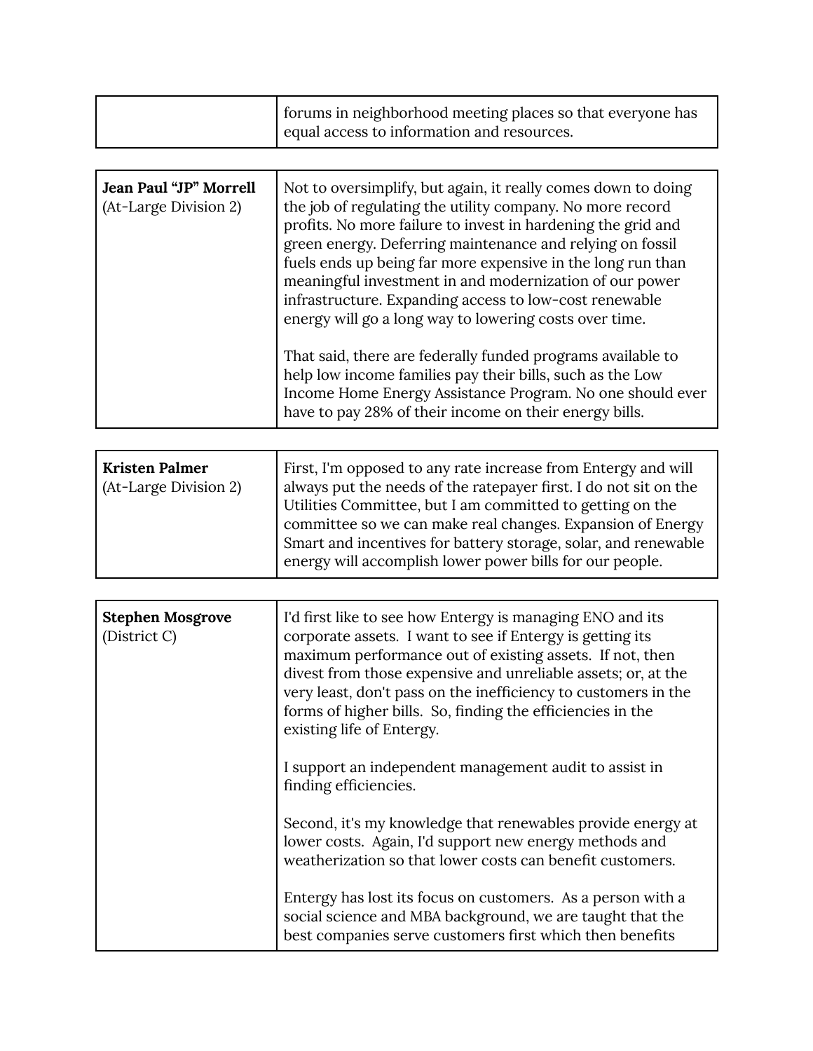| | |
|---|---|
| | forums in neighborhood meeting places so that everyone has equal access to information and resources. |

| | |
|---|---|
| **Jean Paul "JP" Morrell** (At-Large Division 2) | Not to oversimplify, but again, it really comes down to doing the job of regulating the utility company. No more record profits. No more failure to invest in hardening the grid and green energy. Deferring maintenance and relying on fossil fuels ends up being far more expensive in the long run than meaningful investment in and modernization of our power infrastructure. Expanding access to low-cost renewable energy will go a long way to lowering costs over time.<br><br>That said, there are federally funded programs available to help low income families pay their bills, such as the Low Income Home Energy Assistance Program. No one should ever have to pay 28% of their income on their energy bills. |

| | |
|---|---|
| **Kristen Palmer** (At-Large Division 2) | First, I'm opposed to any rate increase from Entergy and will always put the needs of the ratepayer first. I do not sit on the Utilities Committee, but I am committed to getting on the committee so we can make real changes. Expansion of Energy Smart and incentives for battery storage, solar, and renewable energy will accomplish lower power bills for our people. |

| | |
|---|---|
| **Stephen Mosgrove** (District C) | I'd first like to see how Entergy is managing ENO and its corporate assets. I want to see if Entergy is getting its maximum performance out of existing assets. If not, then divest from those expensive and unreliable assets; or, at the very least, don't pass on the inefficiency to customers in the forms of higher bills. So, finding the efficiencies in the existing life of Entergy.<br><br>I support an independent management audit to assist in finding efficiencies.<br><br>Second, it's my knowledge that renewables provide energy at lower costs. Again, I'd support new energy methods and weatherization so that lower costs can benefit customers.<br><br>Entergy has lost its focus on customers. As a person with a social science and MBA background, we are taught that the best companies serve customers first which then benefits |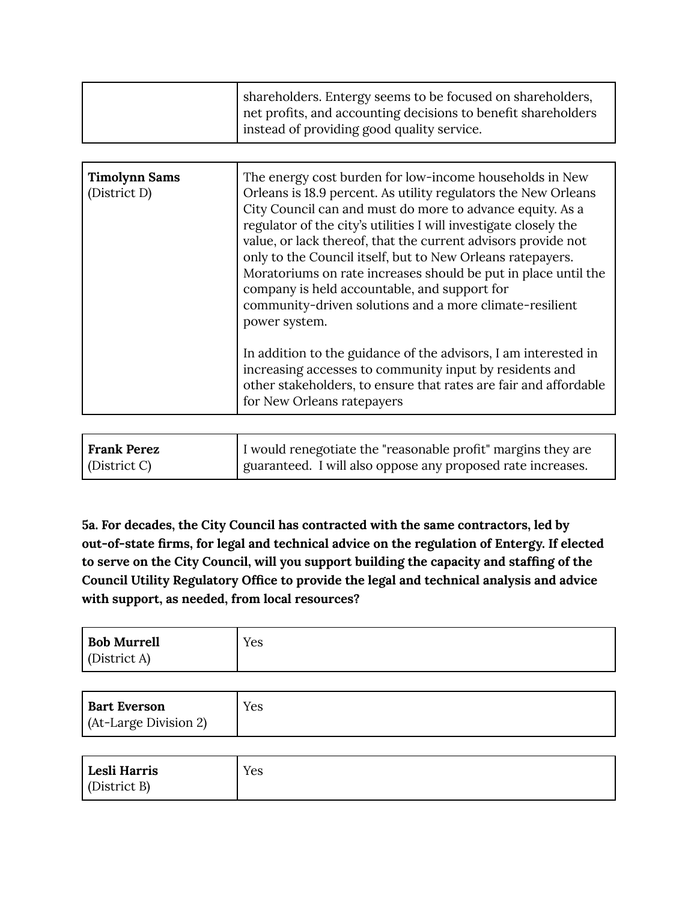| | |
|---|---|
| | shareholders. Entergy seems to be focused on shareholders, net profits, and accounting decisions to benefit shareholders instead of providing good quality service. |

| | |
|---|---|
| **Timolynn Sams** (District D) | The energy cost burden for low-income households in New Orleans is 18.9 percent. As utility regulators the New Orleans City Council can and must do more to advance equity. As a regulator of the city's utilities I will investigate closely the value, or lack thereof, that the current advisors provide not only to the Council itself, but to New Orleans ratepayers. Moratoriums on rate increases should be put in place until the company is held accountable, and support for community-driven solutions and a more climate-resilient power system.<br><br>In addition to the guidance of the advisors, I am interested in increasing accesses to community input by residents and other stakeholders, to ensure that rates are fair and affordable for New Orleans ratepayers |

| | |
|---|---|
| **Frank Perez** (District C) | I would renegotiate the "reasonable profit" margins they are guaranteed. I will also oppose any proposed rate increases. |

**5a. For decades, the City Council has contracted with the same contractors, led by out-of-state firms, for legal and technical advice on the regulation of Entergy. If elected to serve on the City Council, will you support building the capacity and staffing of the Council Utility Regulatory Office to provide the legal and technical analysis and advice with support, as needed, from local resources?**

| | |
|---|---|
| **Bob Murrell** (District A) | Yes |

| | |
|---|---|
| **Bart Everson** (At-Large Division 2) | Yes |

| | |
|---|---|
| **Lesli Harris** (District B) | Yes |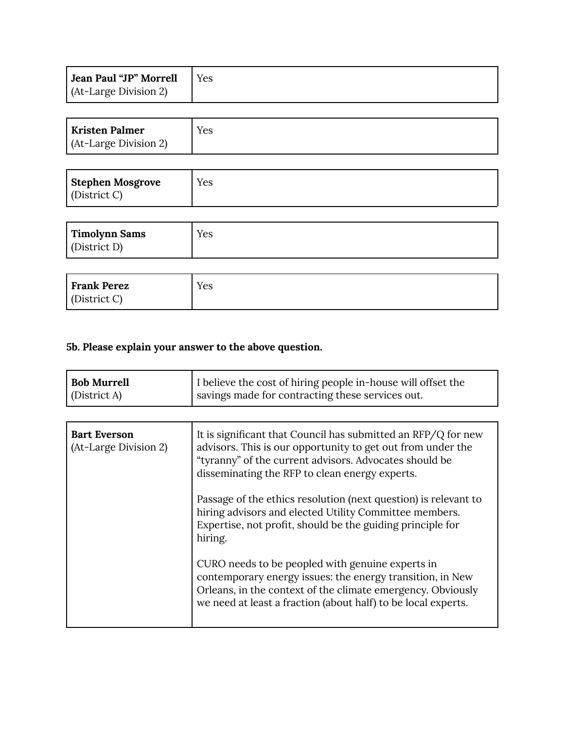| | |
|---|---|
| **Jean Paul "JP" Morrell** (At-Large Division 2) | Yes |

| | |
|---|---|
| **Kristen Palmer** (At-Large Division 2) | Yes |

| | |
|---|---|
| **Stephen Mosgrove** (District C) | Yes |

| | |
|---|---|
| **Timolynn Sams** (District D) | Yes |

| | |
|---|---|
| **Frank Perez** (District C) | Yes |

**5b. Please explain your answer to the above question.**

| | |
|---|---|
| **Bob Murrell** (District A) | I believe the cost of hiring people in-house will offset the savings made for contracting these services out. |

| | |
|---|---|
| **Bart Everson** (At-Large Division 2) | It is significant that Council has submitted an RFP/Q for new advisors. This is our opportunity to get out from under the "tyranny" of the current advisors. Advocates should be disseminating the RFP to clean energy experts.<br><br>Passage of the ethics resolution (next question) is relevant to hiring advisors and elected Utility Committee members. Expertise, not profit, should be the guiding principle for hiring.<br><br>CURO needs to be peopled with genuine experts in contemporary energy issues: the energy transition, in New Orleans, in the context of the climate emergency. Obviously we need at least a fraction (about half) to be local experts. |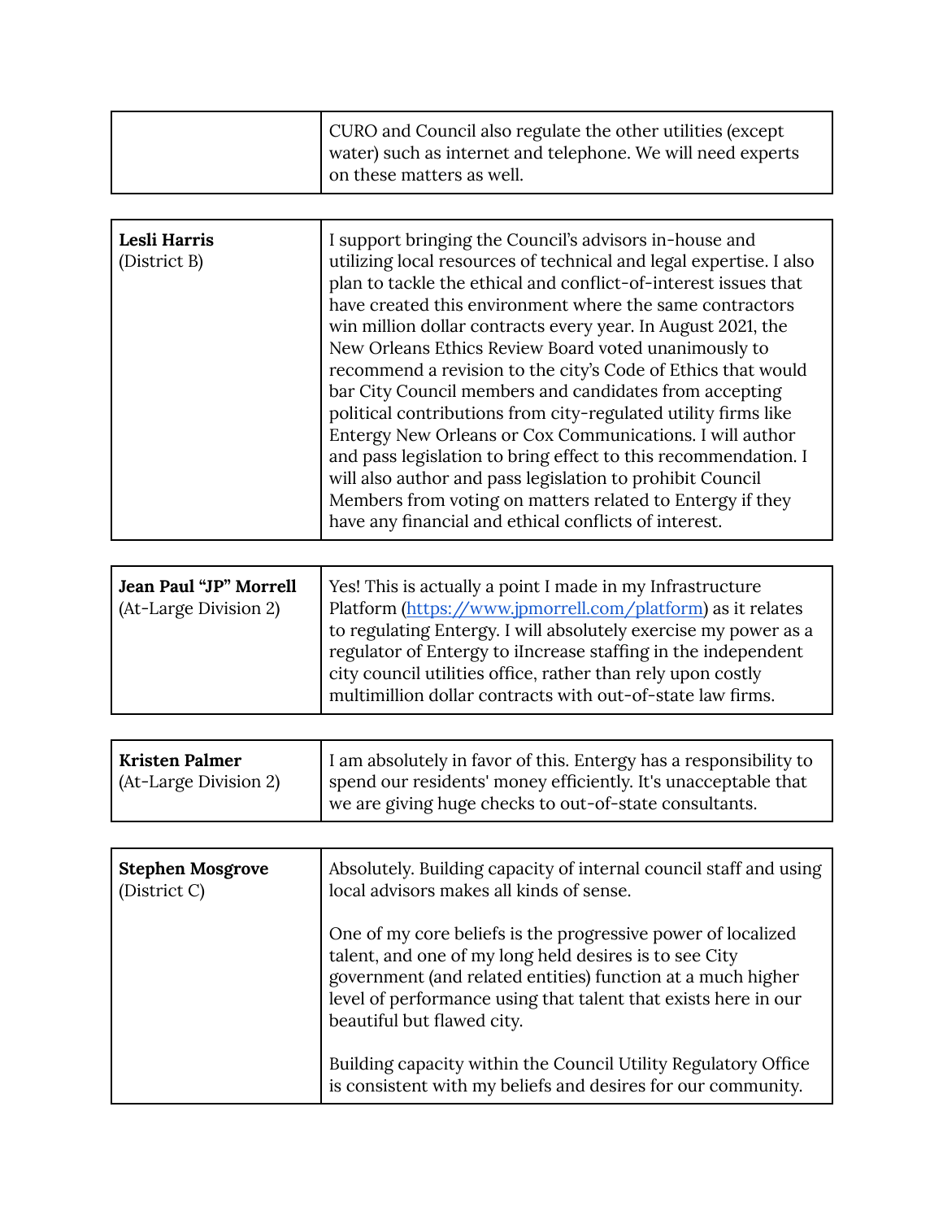|  |  |
| --- | --- |
|  | CURO and Council also regulate the other utilities (except water) such as internet and telephone. We will need experts on these matters as well. |

| **Lesli Harris** (District B) | I support bringing the Council's advisors in-house and utilizing local resources of technical and legal expertise. I also plan to tackle the ethical and conflict-of-interest issues that have created this environment where the same contractors win million dollar contracts every year. In August 2021, the New Orleans Ethics Review Board voted unanimously to recommend a revision to the city's Code of Ethics that would bar City Council members and candidates from accepting political contributions from city-regulated utility firms like Entergy New Orleans or Cox Communications. I will author and pass legislation to bring effect to this recommendation. I will also author and pass legislation to prohibit Council Members from voting on matters related to Entergy if they have any financial and ethical conflicts of interest. |
| --- | --- |

| **Jean Paul "JP" Morrell** (At-Large Division 2) | Yes! This is actually a point I made in my Infrastructure Platform ([https://www.jpmorrell.com/platform](https://www.jpmorrell.com/platform)) as it relates to regulating Entergy. I will absolutely exercise my power as a regulator of Entergy to iIncrease staffing in the independent city council utilities office, rather than rely upon costly multimillion dollar contracts with out-of-state law firms. |
| --- | --- |

| **Kristen Palmer** (At-Large Division 2) | I am absolutely in favor of this. Entergy has a responsibility to spend our residents' money efficiently. It's unacceptable that we are giving huge checks to out-of-state consultants. |
| --- | --- |

| **Stephen Mosgrove** (District C) | Absolutely. Building capacity of internal council staff and using local advisors makes all kinds of sense.<br><br>One of my core beliefs is the progressive power of localized talent, and one of my long held desires is to see City government (and related entities) function at a much higher level of performance using that talent that exists here in our beautiful but flawed city.<br><br>Building capacity within the Council Utility Regulatory Office is consistent with my beliefs and desires for our community. |
| --- | --- |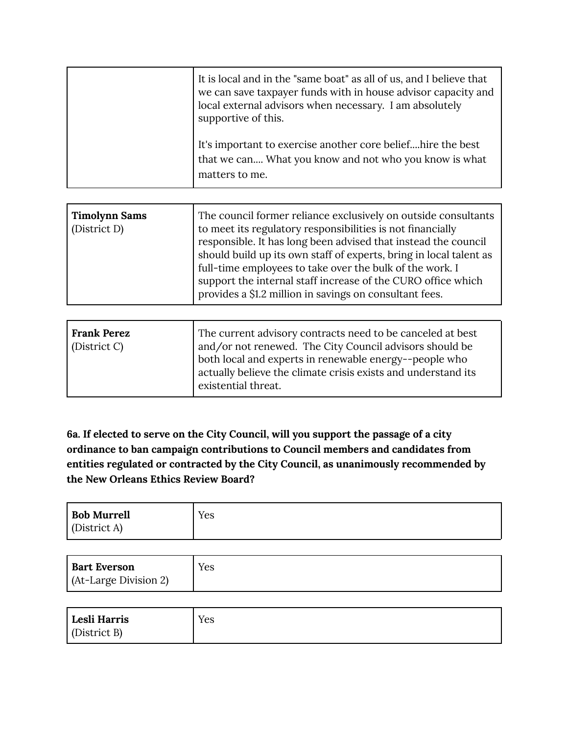| | |
|---|---|
| | It is local and in the "same boat" as all of us, and I believe that we can save taxpayer funds with in house advisor capacity and local external advisors when necessary. I am absolutely supportive of this.<br><br>It's important to exercise another core belief....hire the best that we can.... What you know and not who you know is what matters to me. |

| | |
|---|---|
| **Timolynn Sams** (District D) | The council former reliance exclusively on outside consultants to meet its regulatory responsibilities is not financially responsible. It has long been advised that instead the council should build up its own staff of experts, bring in local talent as full-time employees to take over the bulk of the work. I support the internal staff increase of the CURO office which provides a $1.2 million in savings on consultant fees. |

| | |
|---|---|
| **Frank Perez** (District C) | The current advisory contracts need to be canceled at best and/or not renewed. The City Council advisors should be both local and experts in renewable energy--people who actually believe the climate crisis exists and understand its existential threat. |

**6a. If elected to serve on the City Council, will you support the passage of a city ordinance to ban campaign contributions to Council members and candidates from entities regulated or contracted by the City Council, as unanimously recommended by the New Orleans Ethics Review Board?**

| | |
|---|---|
| **Bob Murrell** (District A) | Yes |

| | |
|---|---|
| **Bart Everson** (At-Large Division 2) | Yes |

| | |
|---|---|
| **Lesli Harris** (District B) | Yes |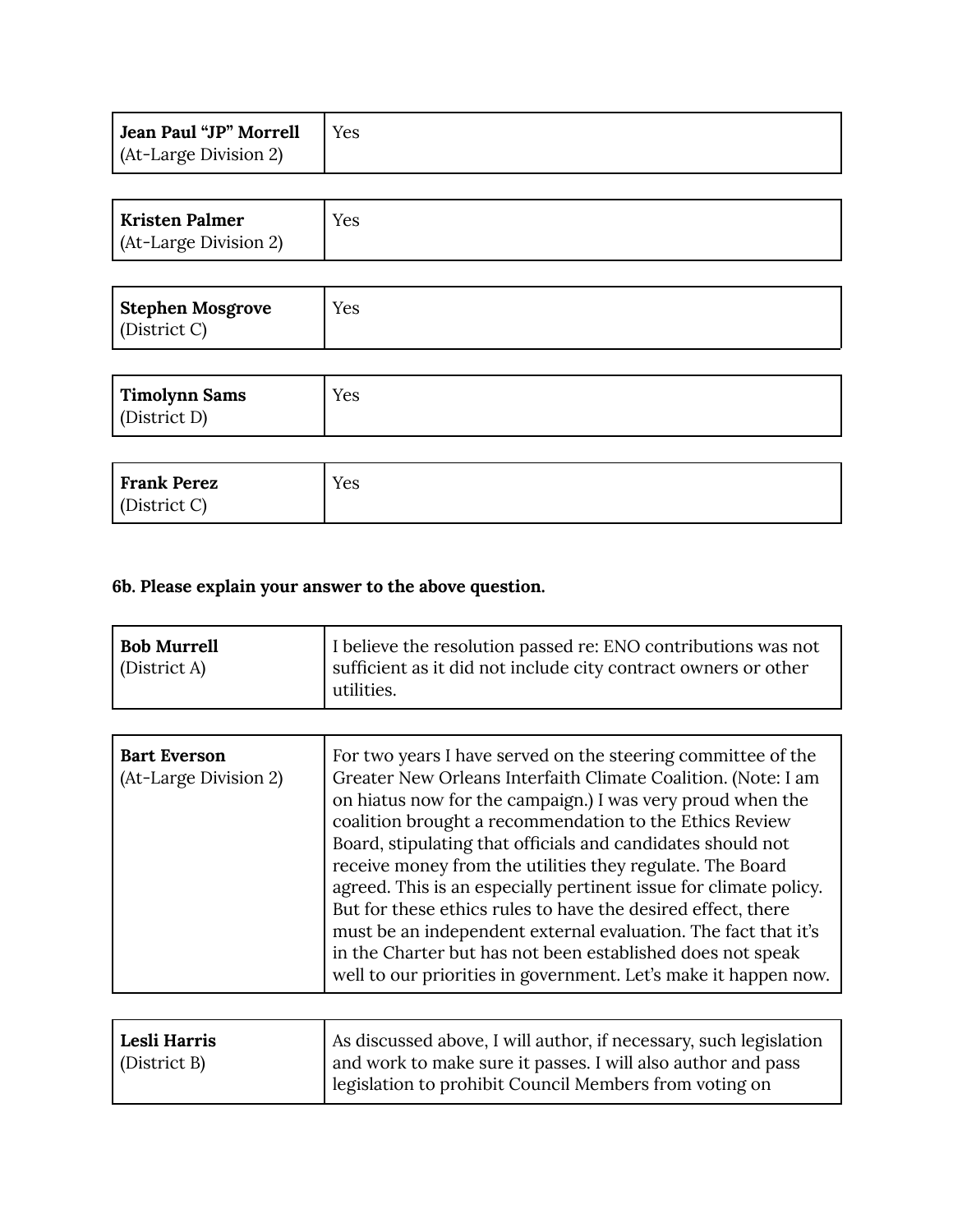| | |
|---|---|
| **Jean Paul "JP" Morrell** (At-Large Division 2) | Yes |

| | |
|---|---|
| **Kristen Palmer** (At-Large Division 2) | Yes |

| | |
|---|---|
| **Stephen Mosgrove** (District C) | Yes |

| | |
|---|---|
| **Timolynn Sams** (District D) | Yes |

| | |
|---|---|
| **Frank Perez** (District C) | Yes |

**6b. Please explain your answer to the above question.**

| | |
|---|---|
| **Bob Murrell** (District A) | I believe the resolution passed re: ENO contributions was not sufficient as it did not include city contract owners or other utilities. |

| | |
|---|---|
| **Bart Everson** (At-Large Division 2) | For two years I have served on the steering committee of the Greater New Orleans Interfaith Climate Coalition. (Note: I am on hiatus now for the campaign.) I was very proud when the coalition brought a recommendation to the Ethics Review Board, stipulating that officials and candidates should not receive money from the utilities they regulate. The Board agreed. This is an especially pertinent issue for climate policy. But for these ethics rules to have the desired effect, there must be an independent external evaluation. The fact that it's in the Charter but has not been established does not speak well to our priorities in government. Let's make it happen now. |

| | |
|---|---|
| **Lesli Harris** (District B) | As discussed above, I will author, if necessary, such legislation and work to make sure it passes. I will also author and pass legislation to prohibit Council Members from voting on |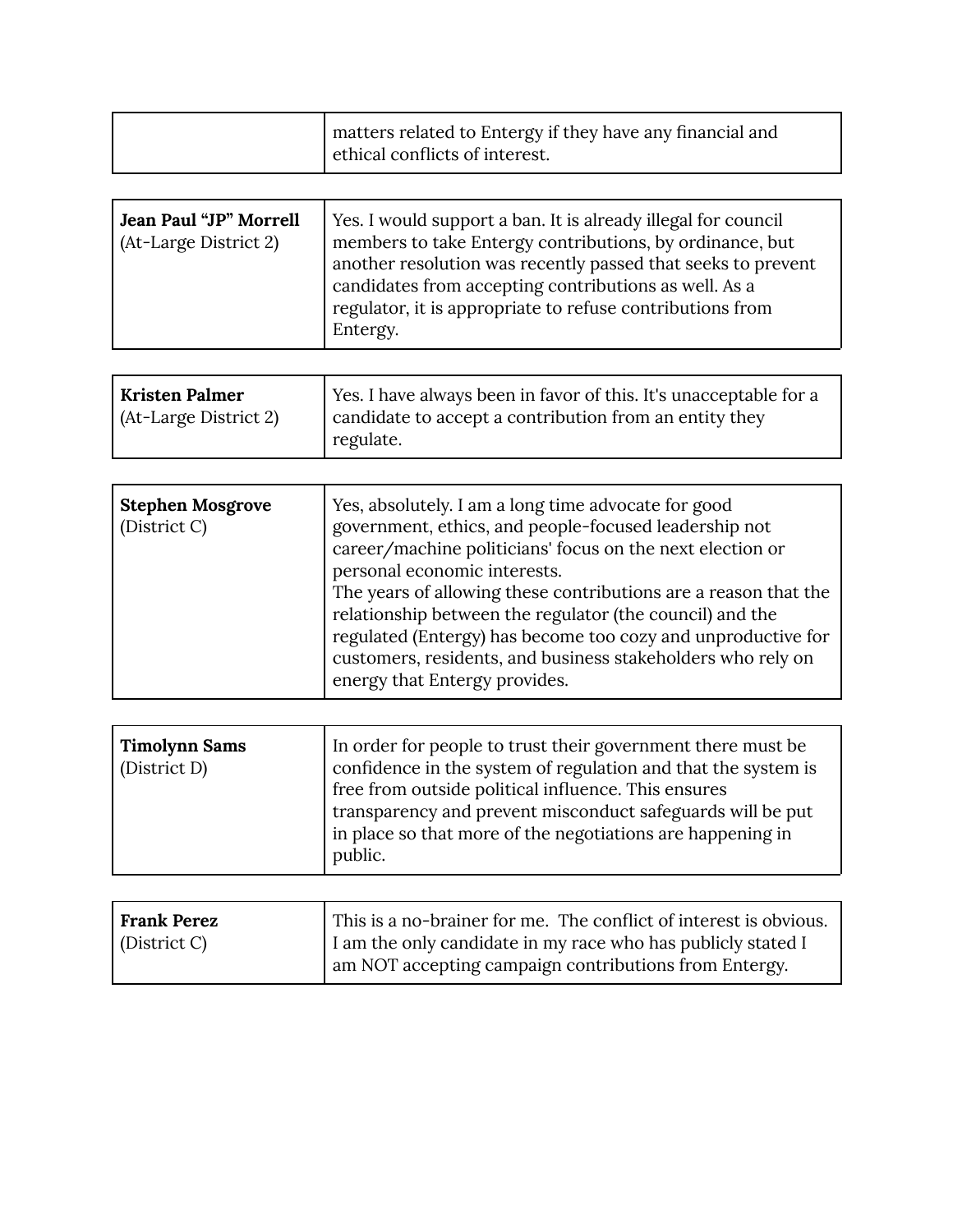| | |
|---|---|
| | matters related to Entergy if they have any financial and ethical conflicts of interest. |

| | |
|---|---|
| **Jean Paul "JP" Morrell** (At-Large District 2) | Yes. I would support a ban. It is already illegal for council members to take Entergy contributions, by ordinance, but another resolution was recently passed that seeks to prevent candidates from accepting contributions as well. As a regulator, it is appropriate to refuse contributions from Entergy. |

| | |
|---|---|
| **Kristen Palmer** (At-Large District 2) | Yes. I have always been in favor of this. It's unacceptable for a candidate to accept a contribution from an entity they regulate. |

| | |
|---|---|
| **Stephen Mosgrove** (District C) | Yes, absolutely. I am a long time advocate for good government, ethics, and people-focused leadership not career/machine politicians' focus on the next election or personal economic interests.<br>The years of allowing these contributions are a reason that the relationship between the regulator (the council) and the regulated (Entergy) has become too cozy and unproductive for customers, residents, and business stakeholders who rely on energy that Entergy provides. |

| | |
|---|---|
| **Timolynn Sams** (District D) | In order for people to trust their government there must be confidence in the system of regulation and that the system is free from outside political influence. This ensures transparency and prevent misconduct safeguards will be put in place so that more of the negotiations are happening in public. |

| | |
|---|---|
| **Frank Perez** (District C) | This is a no-brainer for me. The conflict of interest is obvious. I am the only candidate in my race who has publicly stated I am NOT accepting campaign contributions from Entergy. |